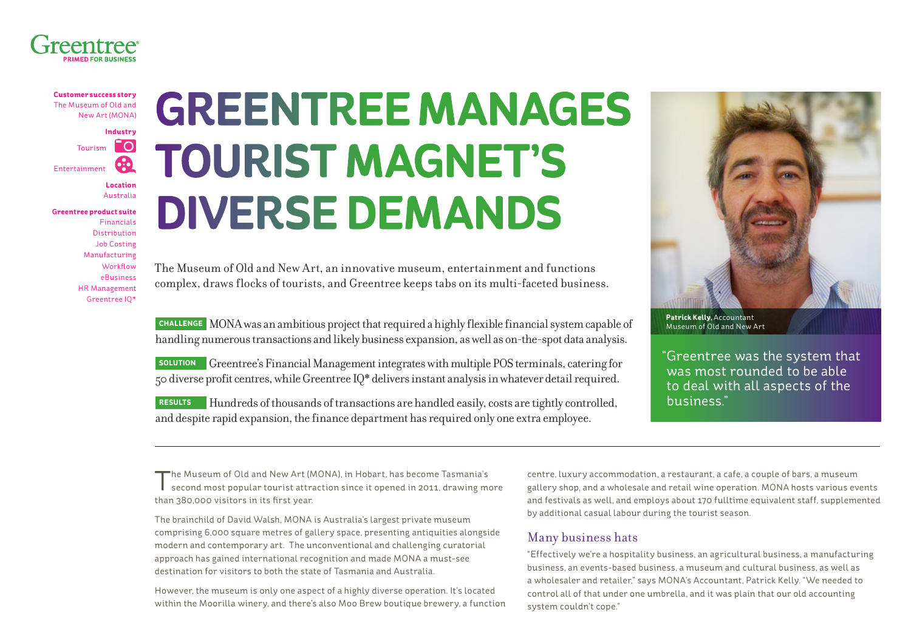Greentree
PRIMED FOR BUSINESS

**Customer success story**
The Museum of Old and New Art (MONA)

**Industry**
Tourism
Entertainment

**Location**
Australia

**Greentree product suite**
Financials
Distribution
Job Costing
Manufacturing
Workflow
eBusiness
HR Management
Greentree IQ*

# GREENTREE MANAGES TOURIST MAGNET'S DIVERSE DEMANDS

The Museum of Old and New Art, an innovative museum, entertainment and functions complex, draws flocks of tourists, and Greentree keeps tabs on its multi-faceted business.

**CHALLENGE** MONA was an ambitious project that required a highly flexible financial system capable of handling numerous transactions and likely business expansion, as well as on-the-spot data analysis.

**SOLUTION** Greentree's Financial Management integrates with multiple POS terminals, catering for 50 diverse profit centres, while Greentree IQ* delivers instant analysis in whatever detail required.

**RESULTS** Hundreds of thousands of transactions are handled easily, costs are tightly controlled, and despite rapid expansion, the finance department has required only one extra employee.

**Patrick Kelly,** Accountant
Museum of Old and New Art

"Greentree was the system that was most rounded to be able to deal with all aspects of the business."

---

The Museum of Old and New Art (MONA), in Hobart, has become Tasmania's second most popular tourist attraction since it opened in 2011, drawing more than 380,000 visitors in its first year.

The brainchild of David Walsh, MONA is Australia's largest private museum comprising 6,000 square metres of gallery space, presenting antiquities alongside modern and contemporary art. The unconventional and challenging curatorial approach has gained international recognition and made MONA a must-see destination for visitors to both the state of Tasmania and Australia.

However, the museum is only one aspect of a highly diverse operation. It's located within the Moorilla winery, and there's also Moo Brew boutique brewery, a function centre, luxury accommodation, a restaurant, a cafe, a couple of bars, a museum gallery shop, and a wholesale and retail wine operation. MONA hosts various events and festivals as well, and employs about 170 fulltime equivalent staff, supplemented by additional casual labour during the tourist season.

## Many business hats

"Effectively we're a hospitality business, an agricultural business, a manufacturing business, an events-based business, a museum and cultural business, as well as a wholesaler and retailer," says MONA's Accountant, Patrick Kelly. "We needed to control all of that under one umbrella, and it was plain that our old accounting system couldn't cope."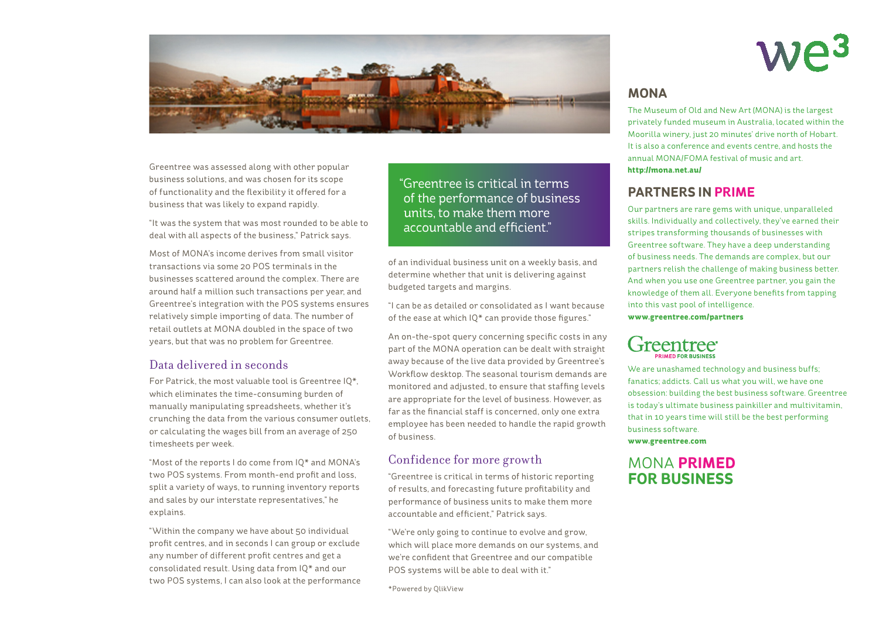Greentree was assessed along with other popular business solutions, and was chosen for its scope of functionality and the flexibility it offered for a business that was likely to expand rapidly.

"It was the system that was most rounded to be able to deal with all aspects of the business," Patrick says.

Most of MONA's income derives from small visitor transactions via some 20 POS terminals in the businesses scattered around the complex. There are around half a million such transactions per year, and Greentree's integration with the POS systems ensures relatively simple importing of data. The number of retail outlets at MONA doubled in the space of two years, but that was no problem for Greentree.

## Data delivered in seconds

For Patrick, the most valuable tool is Greentree IQ*, which eliminates the time-consuming burden of manually manipulating spreadsheets, whether it's crunching the data from the various consumer outlets, or calculating the wages bill from an average of 250 timesheets per week.

"Most of the reports I do come from IQ* and MONA's two POS systems. From month-end profit and loss, split a variety of ways, to running inventory reports and sales by our interstate representatives," he explains.

"Within the company we have about 50 individual profit centres, and in seconds I can group or exclude any number of different profit centres and get a consolidated result. Using data from IQ* and our two POS systems, I can also look at the performance of an individual business unit on a weekly basis, and determine whether that unit is delivering against budgeted targets and margins.

> "Greentree is critical in terms of the performance of business units, to make them more accountable and efficient."

"I can be as detailed or consolidated as I want because of the ease at which IQ* can provide those figures."

An on-the-spot query concerning specific costs in any part of the MONA operation can be dealt with straight away because of the live data provided by Greentree's Workflow desktop. The seasonal tourism demands are monitored and adjusted, to ensure that staffing levels are appropriate for the level of business. However, as far as the financial staff is concerned, only one extra employee has been needed to handle the rapid growth of business.

## Confidence for more growth

"Greentree is critical in terms of historic reporting of results, and forecasting future profitability and performance of business units to make them more accountable and efficient," Patrick says.

"We're only going to continue to evolve and grow, which will place more demands on our systems, and we're confident that Greentree and our compatible POS systems will be able to deal with it."

*Powered by QlikView

we³

## MONA

The Museum of Old and New Art (MONA) is the largest privately funded museum in Australia, located within the Moorilla winery, just 20 minutes' drive north of Hobart. It is also a conference and events centre, and hosts the annual MONA/FOMA festival of music and art.
**http://mona.net.au/**

## PARTNERS IN PRIME

Our partners are rare gems with unique, unparalleled skills. Individually and collectively, they've earned their stripes transforming thousands of businesses with Greentree software. They have a deep understanding of business needs. The demands are complex, but our partners relish the challenge of making business better. And when you use one Greentree partner, you gain the knowledge of them all. Everyone benefits from tapping into this vast pool of intelligence.
**www.greentree.com/partners**

Greentree
PRIMED FOR BUSINESS

We are unashamed technology and business buffs; fanatics; addicts. Call us what you will, we have one obsession: building the best business software. Greentree is today's ultimate business painkiller and multivitamin, that in 10 years time will still be the best performing business software.
**www.greentree.com**

MONA **PRIMED FOR BUSINESS**